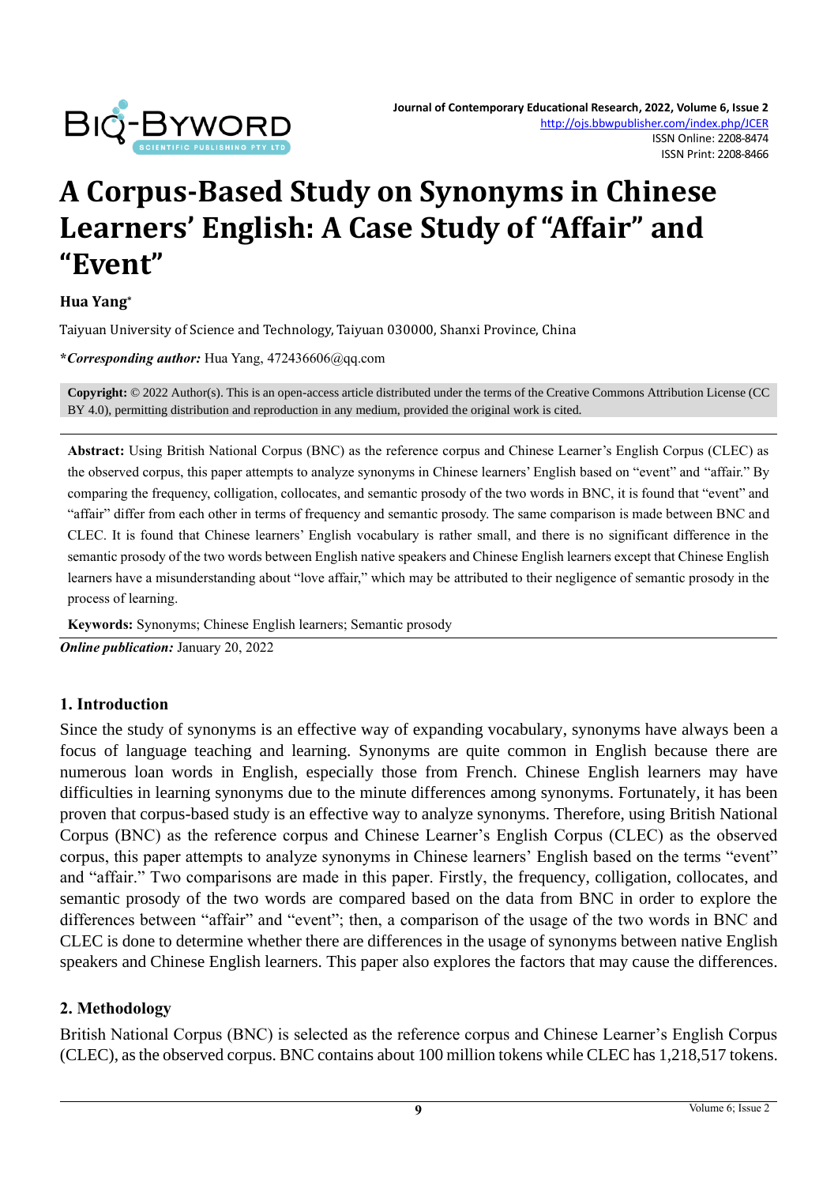# A Corpus-Based Study on Synonyms in Chinese Learners' English: A Case Study of "Affair" and "Event"

**Hua Yang***

Taiyuan University of Science and Technology, Taiyuan 030000, Shanxi Province, China

***Corresponding author:** Hua Yang, 472436606@qq.com

**Copyright:** © 2022 Author(s). This is an open-access article distributed under the terms of the Creative Commons Attribution License (CC BY 4.0), permitting distribution and reproduction in any medium, provided the original work is cited.

**Abstract:** Using British National Corpus (BNC) as the reference corpus and Chinese Learner's English Corpus (CLEC) as the observed corpus, this paper attempts to analyze synonyms in Chinese learners' English based on "event" and "affair." By comparing the frequency, colligation, collocates, and semantic prosody of the two words in BNC, it is found that "event" and "affair" differ from each other in terms of frequency and semantic prosody. The same comparison is made between BNC and CLEC. It is found that Chinese learners' English vocabulary is rather small, and there is no significant difference in the semantic prosody of the two words between English native speakers and Chinese English learners except that Chinese English learners have a misunderstanding about "love affair," which may be attributed to their negligence of semantic prosody in the process of learning.

**Keywords:** Synonyms; Chinese English learners; Semantic prosody

***Online publication:*** January 20, 2022

## 1. Introduction

Since the study of synonyms is an effective way of expanding vocabulary, synonyms have always been a focus of language teaching and learning. Synonyms are quite common in English because there are numerous loan words in English, especially those from French. Chinese English learners may have difficulties in learning synonyms due to the minute differences among synonyms. Fortunately, it has been proven that corpus-based study is an effective way to analyze synonyms. Therefore, using British National Corpus (BNC) as the reference corpus and Chinese Learner's English Corpus (CLEC) as the observed corpus, this paper attempts to analyze synonyms in Chinese learners' English based on the terms "event" and "affair." Two comparisons are made in this paper. Firstly, the frequency, colligation, collocates, and semantic prosody of the two words are compared based on the data from BNC in order to explore the differences between "affair" and "event"; then, a comparison of the usage of the two words in BNC and CLEC is done to determine whether there are differences in the usage of synonyms between native English speakers and Chinese English learners. This paper also explores the factors that may cause the differences.

## 2. Methodology

British National Corpus (BNC) is selected as the reference corpus and Chinese Learner's English Corpus (CLEC), as the observed corpus. BNC contains about 100 million tokens while CLEC has 1,218,517 tokens.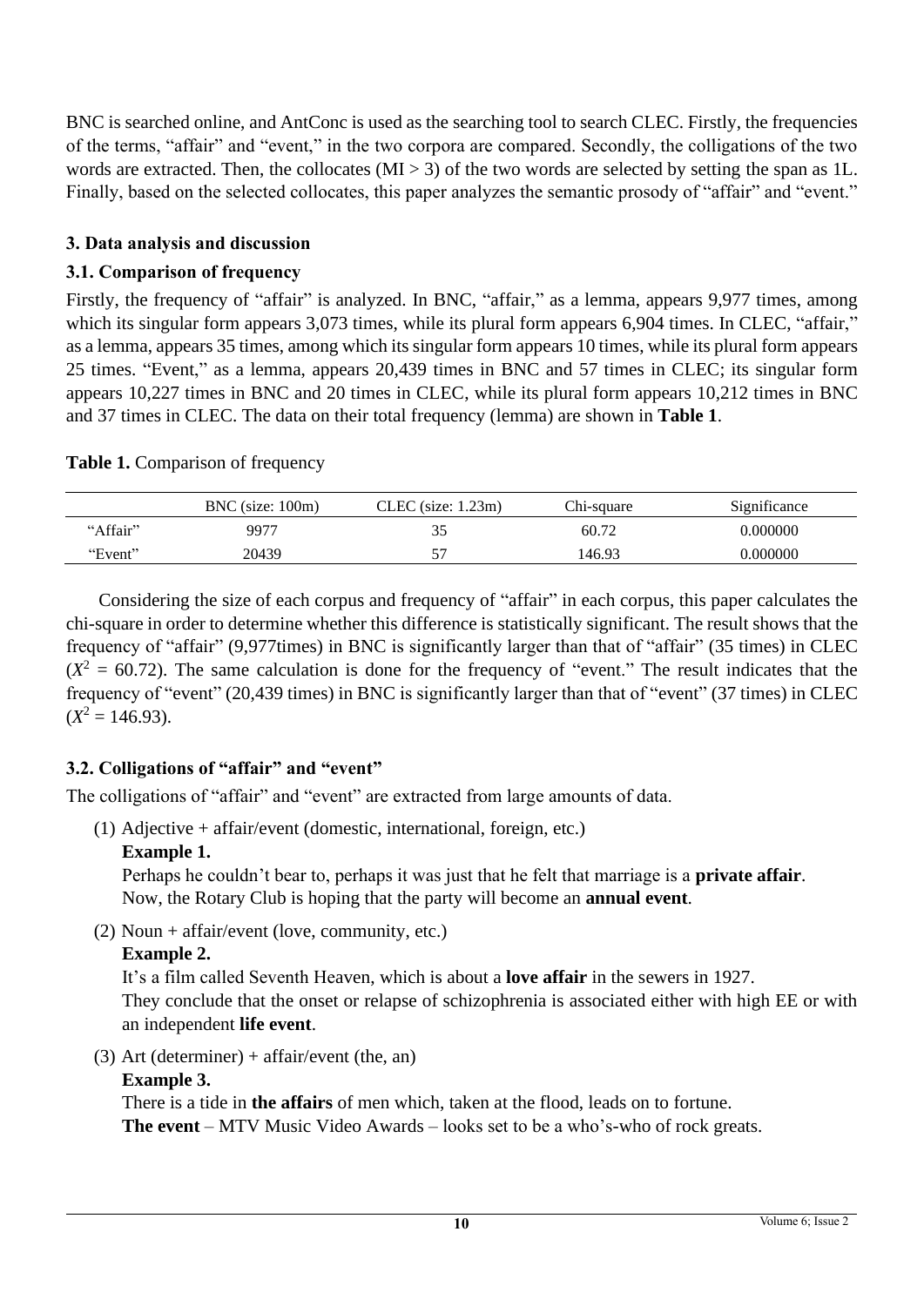BNC is searched online, and AntConc is used as the searching tool to search CLEC. Firstly, the frequencies of the terms, "affair" and "event," in the two corpora are compared. Secondly, the colligations of the two words are extracted. Then, the collocates (MI > 3) of the two words are selected by setting the span as 1L. Finally, based on the selected collocates, this paper analyzes the semantic prosody of "affair" and "event."

## 3. Data analysis and discussion

### 3.1. Comparison of frequency

Firstly, the frequency of "affair" is analyzed. In BNC, "affair," as a lemma, appears 9,977 times, among which its singular form appears 3,073 times, while its plural form appears 6,904 times. In CLEC, "affair," as a lemma, appears 35 times, among which its singular form appears 10 times, while its plural form appears 25 times. "Event," as a lemma, appears 20,439 times in BNC and 57 times in CLEC; its singular form appears 10,227 times in BNC and 20 times in CLEC, while its plural form appears 10,212 times in BNC and 37 times in CLEC. The data on their total frequency (lemma) are shown in **Table 1**.

**Table 1.** Comparison of frequency

| | BNC (size: 100m) | CLEC (size: 1.23m) | Chi-square | Significance |
|---|---|---|---|---|
| "Affair" | 9977 | 35 | 60.72 | 0.000000 |
| "Event" | 20439 | 57 | 146.93 | 0.000000 |

Considering the size of each corpus and frequency of "affair" in each corpus, this paper calculates the chi-square in order to determine whether this difference is statistically significant. The result shows that the frequency of "affair" (9,977times) in BNC is significantly larger than that of "affair" (35 times) in CLEC ($X^2$ = 60.72). The same calculation is done for the frequency of "event." The result indicates that the frequency of "event" (20,439 times) in BNC is significantly larger than that of "event" (37 times) in CLEC ($X^2$ = 146.93).

### 3.2. Colligations of "affair" and "event"

The colligations of "affair" and "event" are extracted from large amounts of data.

(1) Adjective + affair/event (domestic, international, foreign, etc.)

**Example 1.**

Perhaps he couldn't bear to, perhaps it was just that he felt that marriage is a **private affair**.
Now, the Rotary Club is hoping that the party will become an **annual event**.

(2) Noun + affair/event (love, community, etc.)

**Example 2.**

It's a film called Seventh Heaven, which is about a **love affair** in the sewers in 1927.
They conclude that the onset or relapse of schizophrenia is associated either with high EE or with an independent **life event**.

(3) Art (determiner) + affair/event (the, an)

**Example 3.**

There is a tide in **the affairs** of men which, taken at the flood, leads on to fortune.
**The event** – MTV Music Video Awards – looks set to be a who's-who of rock greats.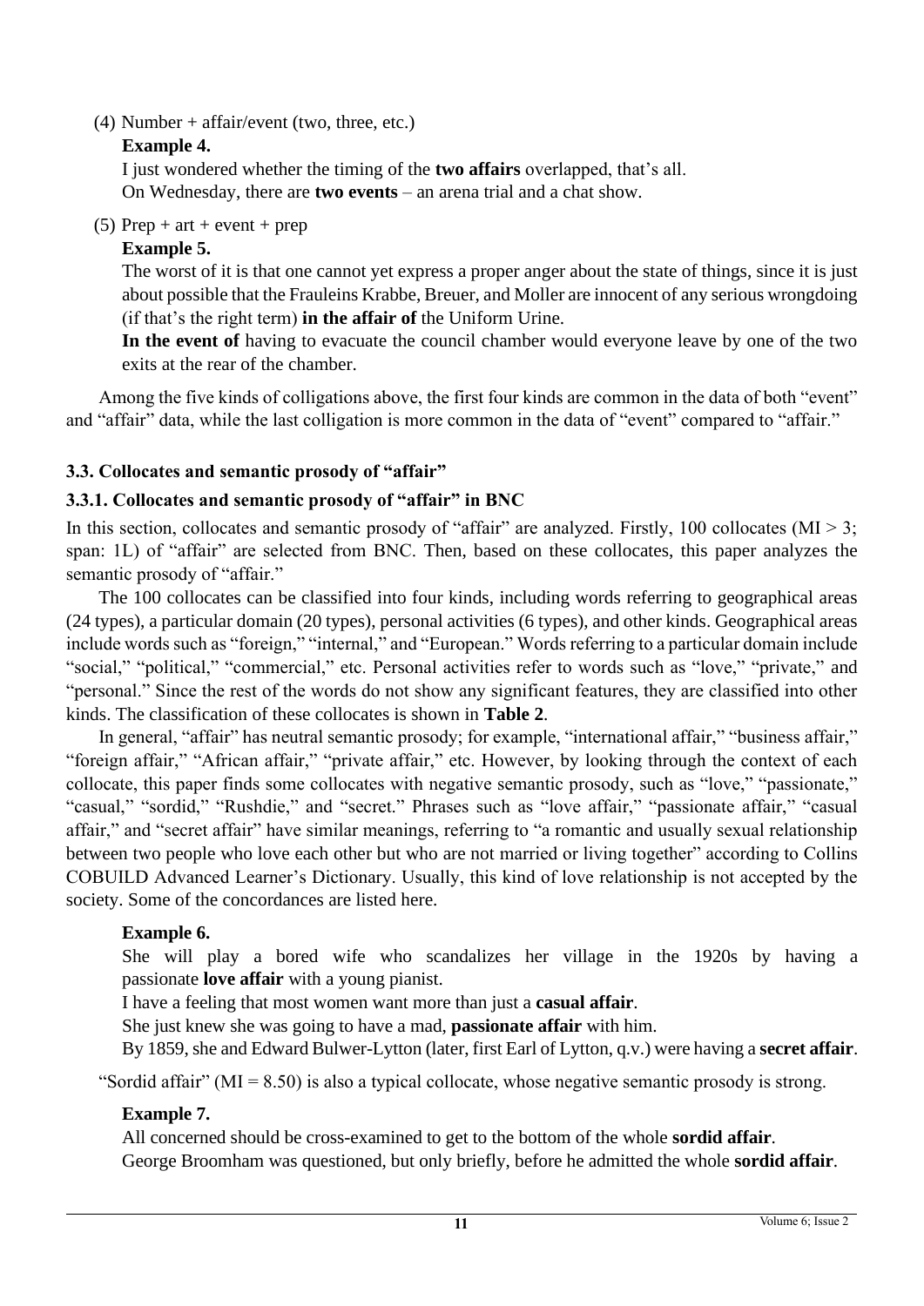(4) Number + affair/event (two, three, etc.)

**Example 4.**

I just wondered whether the timing of the **two affairs** overlapped, that's all.

On Wednesday, there are **two events** – an arena trial and a chat show.

(5) Prep + art + event + prep

**Example 5.**

The worst of it is that one cannot yet express a proper anger about the state of things, since it is just about possible that the Frauleins Krabbe, Breuer, and Moller are innocent of any serious wrongdoing (if that's the right term) **in the affair of** the Uniform Urine.

**In the event of** having to evacuate the council chamber would everyone leave by one of the two exits at the rear of the chamber.

Among the five kinds of colligations above, the first four kinds are common in the data of both "event" and "affair" data, while the last colligation is more common in the data of "event" compared to "affair."

### 3.3. Collocates and semantic prosody of "affair"

#### 3.3.1. Collocates and semantic prosody of "affair" in BNC

In this section, collocates and semantic prosody of "affair" are analyzed. Firstly, 100 collocates (MI > 3; span: 1L) of "affair" are selected from BNC. Then, based on these collocates, this paper analyzes the semantic prosody of "affair."

The 100 collocates can be classified into four kinds, including words referring to geographical areas (24 types), a particular domain (20 types), personal activities (6 types), and other kinds. Geographical areas include words such as "foreign," "internal," and "European." Words referring to a particular domain include "social," "political," "commercial," etc. Personal activities refer to words such as "love," "private," and "personal." Since the rest of the words do not show any significant features, they are classified into other kinds. The classification of these collocates is shown in **Table 2**.

In general, "affair" has neutral semantic prosody; for example, "international affair," "business affair," "foreign affair," "African affair," "private affair," etc. However, by looking through the context of each collocate, this paper finds some collocates with negative semantic prosody, such as "love," "passionate," "casual," "sordid," "Rushdie," and "secret." Phrases such as "love affair," "passionate affair," "casual affair," and "secret affair" have similar meanings, referring to "a romantic and usually sexual relationship between two people who love each other but who are not married or living together" according to Collins COBUILD Advanced Learner's Dictionary. Usually, this kind of love relationship is not accepted by the society. Some of the concordances are listed here.

**Example 6.**

She will play a bored wife who scandalizes her village in the 1920s by having a passionate **love affair** with a young pianist.

I have a feeling that most women want more than just a **casual affair**.

She just knew she was going to have a mad, **passionate affair** with him.

By 1859, she and Edward Bulwer-Lytton (later, first Earl of Lytton, q.v.) were having a **secret affair**.

"Sordid affair" (MI = 8.50) is also a typical collocate, whose negative semantic prosody is strong.

**Example 7.**

All concerned should be cross-examined to get to the bottom of the whole **sordid affair**.

George Broomham was questioned, but only briefly, before he admitted the whole **sordid affair**.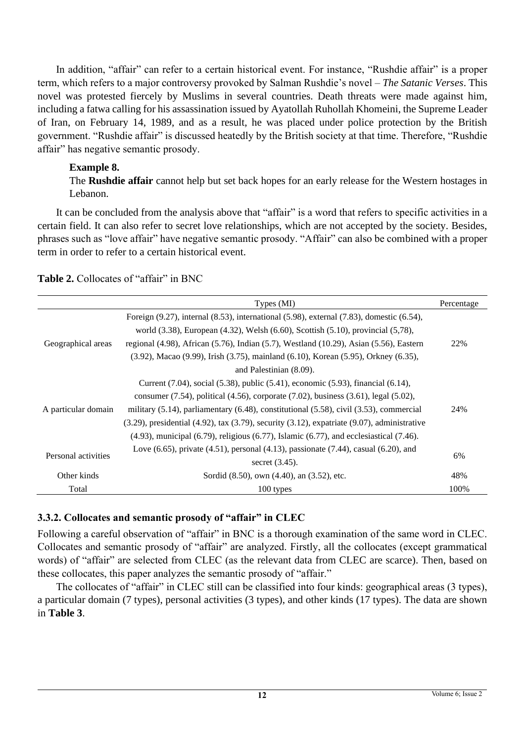In addition, "affair" can refer to a certain historical event. For instance, "Rushdie affair" is a proper term, which refers to a major controversy provoked by Salman Rushdie's novel – *The Satanic Verses*. This novel was protested fiercely by Muslims in several countries. Death threats were made against him, including a fatwa calling for his assassination issued by Ayatollah Ruhollah Khomeini, the Supreme Leader of Iran, on February 14, 1989, and as a result, he was placed under police protection by the British government. "Rushdie affair" is discussed heatedly by the British society at that time. Therefore, "Rushdie affair" has negative semantic prosody.

**Example 8.**

The **Rushdie affair** cannot help but set back hopes for an early release for the Western hostages in Lebanon.

It can be concluded from the analysis above that "affair" is a word that refers to specific activities in a certain field. It can also refer to secret love relationships, which are not accepted by the society. Besides, phrases such as "love affair" have negative semantic prosody. "Affair" can also be combined with a proper term in order to refer to a certain historical event.

**Table 2.** Collocates of "affair" in BNC

| | Types (MI) | Percentage |
|---|---|---|
| Geographical areas | Foreign (9.27), internal (8.53), international (5.98), external (7.83), domestic (6.54), world (3.38), European (4.32), Welsh (6.60), Scottish (5.10), provincial (5,78), regional (4.98), African (5.76), Indian (5.7), Westland (10.29), Asian (5.56), Eastern (3.92), Macao (9.99), Irish (3.75), mainland (6.10), Korean (5.95), Orkney (6.35), and Palestinian (8.09). | 22% |
| A particular domain | Current (7.04), social (5.38), public (5.41), economic (5.93), financial (6.14), consumer (7.54), political (4.56), corporate (7.02), business (3.61), legal (5.02), military (5.14), parliamentary (6.48), constitutional (5.58), civil (3.53), commercial (3.29), presidential (4.92), tax (3.79), security (3.12), expatriate (9.07), administrative (4.93), municipal (6.79), religious (6.77), Islamic (6.77), and ecclesiastical (7.46). | 24% |
| Personal activities | Love (6.65), private (4.51), personal (4.13), passionate (7.44), casual (6.20), and secret (3.45). | 6% |
| Other kinds | Sordid (8.50), own (4.40), an (3.52), etc. | 48% |
| Total | 100 types | 100% |

### 3.3.2. Collocates and semantic prosody of "affair" in CLEC

Following a careful observation of "affair" in BNC is a thorough examination of the same word in CLEC. Collocates and semantic prosody of "affair" are analyzed. Firstly, all the collocates (except grammatical words) of "affair" are selected from CLEC (as the relevant data from CLEC are scarce). Then, based on these collocates, this paper analyzes the semantic prosody of "affair."

The collocates of "affair" in CLEC still can be classified into four kinds: geographical areas (3 types), a particular domain (7 types), personal activities (3 types), and other kinds (17 types). The data are shown in **Table 3**.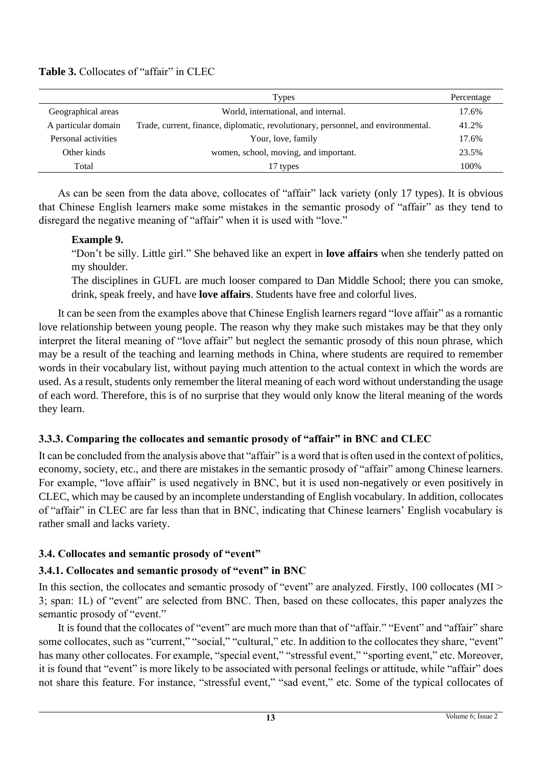**Table 3.** Collocates of "affair" in CLEC

| | Types | Percentage |
|---|---|---|
| Geographical areas | World, international, and internal. | 17.6% |
| A particular domain | Trade, current, finance, diplomatic, revolutionary, personnel, and environmental. | 41.2% |
| Personal activities | Your, love, family | 17.6% |
| Other kinds | women, school, moving, and important. | 23.5% |
| Total | 17 types | 100% |

As can be seen from the data above, collocates of "affair" lack variety (only 17 types). It is obvious that Chinese English learners make some mistakes in the semantic prosody of "affair" as they tend to disregard the negative meaning of "affair" when it is used with "love."

> **Example 9.**
> "Don't be silly. Little girl." She behaved like an expert in **love affairs** when she tenderly patted on my shoulder.
> The disciplines in GUFL are much looser compared to Dan Middle School; there you can smoke, drink, speak freely, and have **love affairs**. Students have free and colorful lives.

It can be seen from the examples above that Chinese English learners regard "love affair" as a romantic love relationship between young people. The reason why they make such mistakes may be that they only interpret the literal meaning of "love affair" but neglect the semantic prosody of this noun phrase, which may be a result of the teaching and learning methods in China, where students are required to remember words in their vocabulary list, without paying much attention to the actual context in which the words are used. As a result, students only remember the literal meaning of each word without understanding the usage of each word. Therefore, this is of no surprise that they would only know the literal meaning of the words they learn.

### 3.3.3. Comparing the collocates and semantic prosody of "affair" in BNC and CLEC

It can be concluded from the analysis above that "affair" is a word that is often used in the context of politics, economy, society, etc., and there are mistakes in the semantic prosody of "affair" among Chinese learners. For example, "love affair" is used negatively in BNC, but it is used non-negatively or even positively in CLEC, which may be caused by an incomplete understanding of English vocabulary. In addition, collocates of "affair" in CLEC are far less than that in BNC, indicating that Chinese learners' English vocabulary is rather small and lacks variety.

### 3.4. Collocates and semantic prosody of "event"

### 3.4.1. Collocates and semantic prosody of "event" in BNC

In this section, the collocates and semantic prosody of "event" are analyzed. Firstly, 100 collocates (MI > 3; span: 1L) of "event" are selected from BNC. Then, based on these collocates, this paper analyzes the semantic prosody of "event."

It is found that the collocates of "event" are much more than that of "affair." "Event" and "affair" share some collocates, such as "current," "social," "cultural," etc. In addition to the collocates they share, "event" has many other collocates. For example, "special event," "stressful event," "sporting event," etc. Moreover, it is found that "event" is more likely to be associated with personal feelings or attitude, while "affair" does not share this feature. For instance, "stressful event," "sad event," etc. Some of the typical collocates of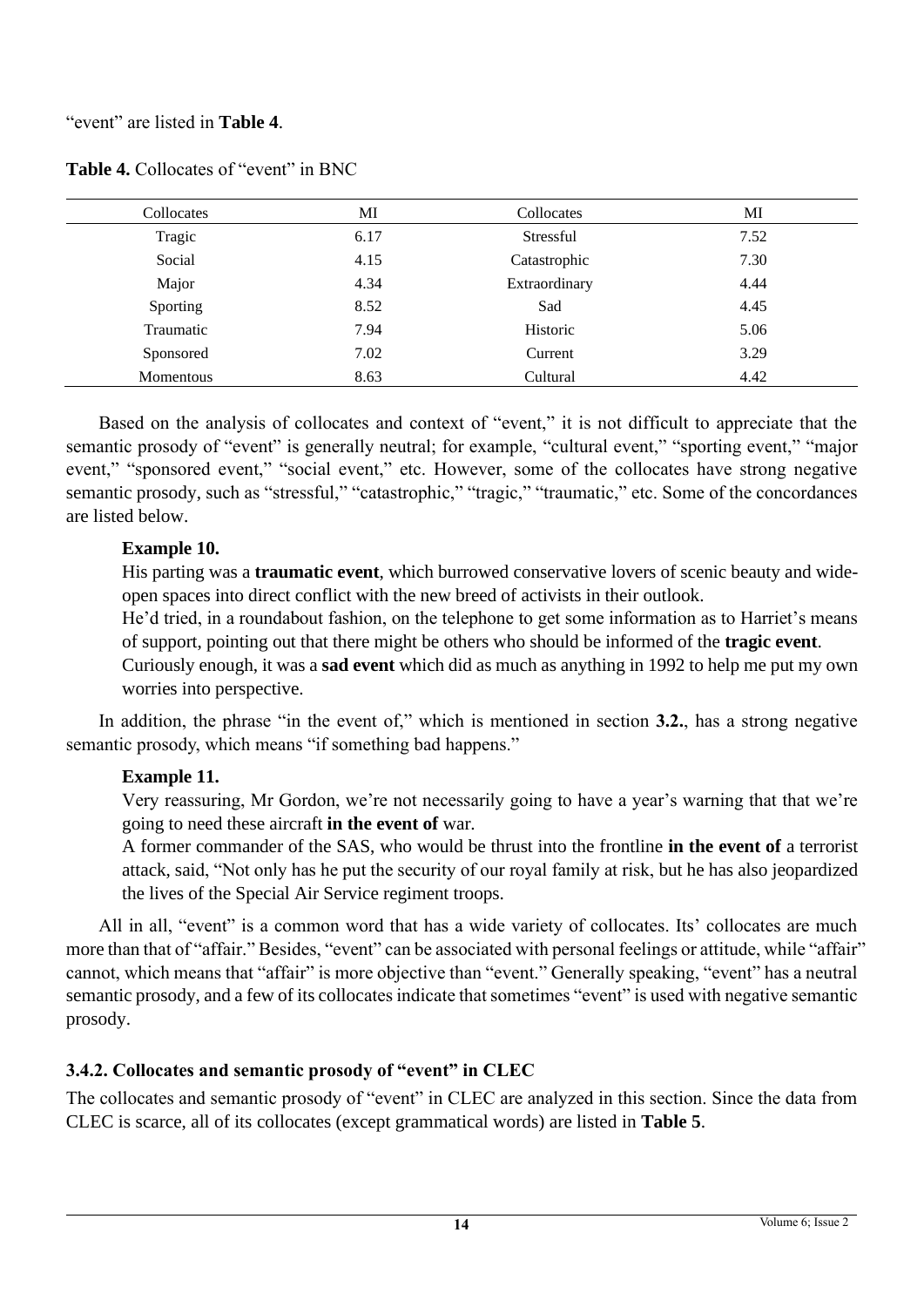"event" are listed in **Table 4**.

**Table 4.** Collocates of "event" in BNC

| Collocates | MI | Collocates | MI |
|---|---|---|---|
| Tragic | 6.17 | Stressful | 7.52 |
| Social | 4.15 | Catastrophic | 7.30 |
| Major | 4.34 | Extraordinary | 4.44 |
| Sporting | 8.52 | Sad | 4.45 |
| Traumatic | 7.94 | Historic | 5.06 |
| Sponsored | 7.02 | Current | 3.29 |
| Momentous | 8.63 | Cultural | 4.42 |

Based on the analysis of collocates and context of "event," it is not difficult to appreciate that the semantic prosody of "event" is generally neutral; for example, "cultural event," "sporting event," "major event," "sponsored event," "social event," etc. However, some of the collocates have strong negative semantic prosody, such as "stressful," "catastrophic," "tragic," "traumatic," etc. Some of the concordances are listed below.

**Example 10.**

His parting was a **traumatic event**, which burrowed conservative lovers of scenic beauty and wide-open spaces into direct conflict with the new breed of activists in their outlook.

He'd tried, in a roundabout fashion, on the telephone to get some information as to Harriet's means of support, pointing out that there might be others who should be informed of the **tragic event**.

Curiously enough, it was a **sad event** which did as much as anything in 1992 to help me put my own worries into perspective.

In addition, the phrase "in the event of," which is mentioned in section **3.2.**, has a strong negative semantic prosody, which means "if something bad happens."

**Example 11.**

Very reassuring, Mr Gordon, we're not necessarily going to have a year's warning that that we're going to need these aircraft **in the event of** war.

A former commander of the SAS, who would be thrust into the frontline **in the event of** a terrorist attack, said, "Not only has he put the security of our royal family at risk, but he has also jeopardized the lives of the Special Air Service regiment troops.

All in all, "event" is a common word that has a wide variety of collocates. Its' collocates are much more than that of "affair." Besides, "event" can be associated with personal feelings or attitude, while "affair" cannot, which means that "affair" is more objective than "event." Generally speaking, "event" has a neutral semantic prosody, and a few of its collocates indicate that sometimes "event" is used with negative semantic prosody.

### 3.4.2. Collocates and semantic prosody of "event" in CLEC

The collocates and semantic prosody of "event" in CLEC are analyzed in this section. Since the data from CLEC is scarce, all of its collocates (except grammatical words) are listed in **Table 5**.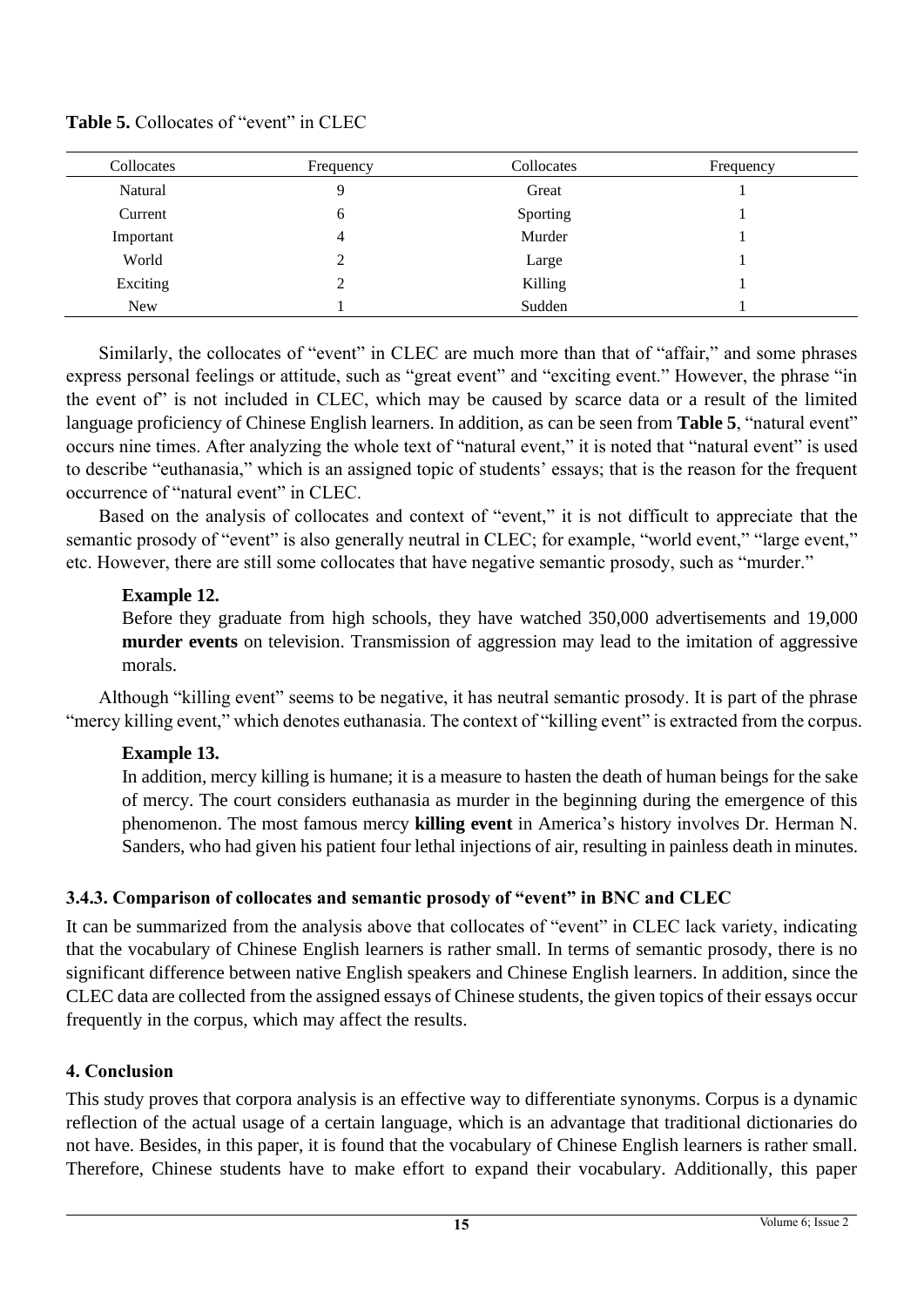**Table 5.** Collocates of "event" in CLEC

| Collocates | Frequency | Collocates | Frequency |
|---|---|---|---|
| Natural | 9 | Great | 1 |
| Current | 6 | Sporting | 1 |
| Important | 4 | Murder | 1 |
| World | 2 | Large | 1 |
| Exciting | 2 | Killing | 1 |
| New | 1 | Sudden | 1 |

Similarly, the collocates of "event" in CLEC are much more than that of "affair," and some phrases express personal feelings or attitude, such as "great event" and "exciting event." However, the phrase "in the event of" is not included in CLEC, which may be caused by scarce data or a result of the limited language proficiency of Chinese English learners. In addition, as can be seen from **Table 5**, "natural event" occurs nine times. After analyzing the whole text of "natural event," it is noted that "natural event" is used to describe "euthanasia," which is an assigned topic of students' essays; that is the reason for the frequent occurrence of "natural event" in CLEC.

Based on the analysis of collocates and context of "event," it is not difficult to appreciate that the semantic prosody of "event" is also generally neutral in CLEC; for example, "world event," "large event," etc. However, there are still some collocates that have negative semantic prosody, such as "murder."

> **Example 12.**
>
> Before they graduate from high schools, they have watched 350,000 advertisements and 19,000 **murder events** on television. Transmission of aggression may lead to the imitation of aggressive morals.

Although "killing event" seems to be negative, it has neutral semantic prosody. It is part of the phrase "mercy killing event," which denotes euthanasia. The context of "killing event" is extracted from the corpus.

> **Example 13.**
>
> In addition, mercy killing is humane; it is a measure to hasten the death of human beings for the sake of mercy. The court considers euthanasia as murder in the beginning during the emergence of this phenomenon. The most famous mercy **killing event** in America's history involves Dr. Herman N. Sanders, who had given his patient four lethal injections of air, resulting in painless death in minutes.

### 3.4.3. Comparison of collocates and semantic prosody of "event" in BNC and CLEC

It can be summarized from the analysis above that collocates of "event" in CLEC lack variety, indicating that the vocabulary of Chinese English learners is rather small. In terms of semantic prosody, there is no significant difference between native English speakers and Chinese English learners. In addition, since the CLEC data are collected from the assigned essays of Chinese students, the given topics of their essays occur frequently in the corpus, which may affect the results.

## 4. Conclusion

This study proves that corpora analysis is an effective way to differentiate synonyms. Corpus is a dynamic reflection of the actual usage of a certain language, which is an advantage that traditional dictionaries do not have. Besides, in this paper, it is found that the vocabulary of Chinese English learners is rather small. Therefore, Chinese students have to make effort to expand their vocabulary. Additionally, this paper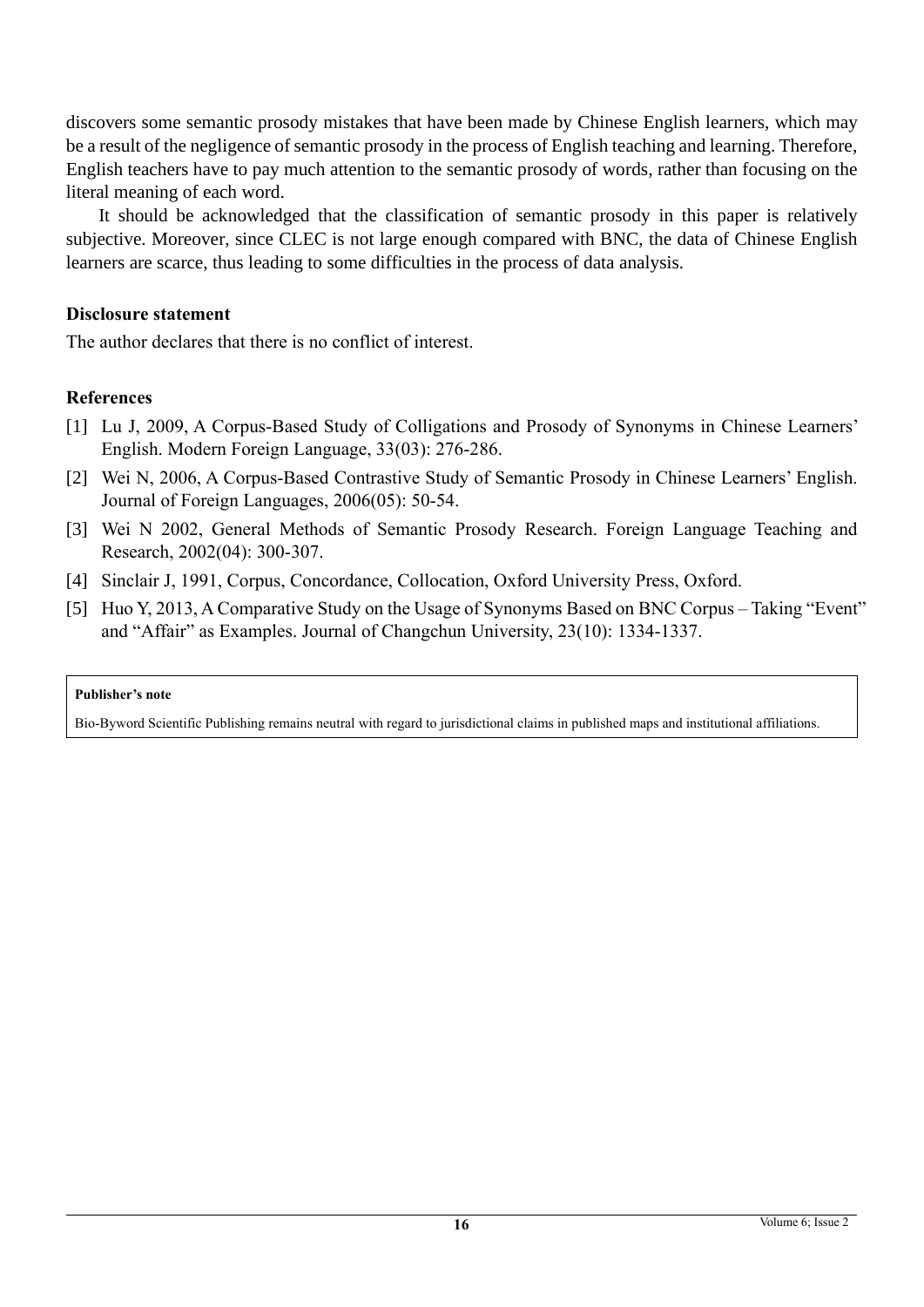discovers some semantic prosody mistakes that have been made by Chinese English learners, which may be a result of the negligence of semantic prosody in the process of English teaching and learning. Therefore, English teachers have to pay much attention to the semantic prosody of words, rather than focusing on the literal meaning of each word.

It should be acknowledged that the classification of semantic prosody in this paper is relatively subjective. Moreover, since CLEC is not large enough compared with BNC, the data of Chinese English learners are scarce, thus leading to some difficulties in the process of data analysis.

## Disclosure statement

The author declares that there is no conflict of interest.

## References

[1] Lu J, 2009, A Corpus-Based Study of Colligations and Prosody of Synonyms in Chinese Learners' English. Modern Foreign Language, 33(03): 276-286.

[2] Wei N, 2006, A Corpus-Based Contrastive Study of Semantic Prosody in Chinese Learners' English. Journal of Foreign Languages, 2006(05): 50-54.

[3] Wei N 2002, General Methods of Semantic Prosody Research. Foreign Language Teaching and Research, 2002(04): 300-307.

[4] Sinclair J, 1991, Corpus, Concordance, Collocation, Oxford University Press, Oxford.

[5] Huo Y, 2013, A Comparative Study on the Usage of Synonyms Based on BNC Corpus – Taking "Event" and "Affair" as Examples. Journal of Changchun University, 23(10): 1334-1337.

**Publisher's note**

Bio-Byword Scientific Publishing remains neutral with regard to jurisdictional claims in published maps and institutional affiliations.